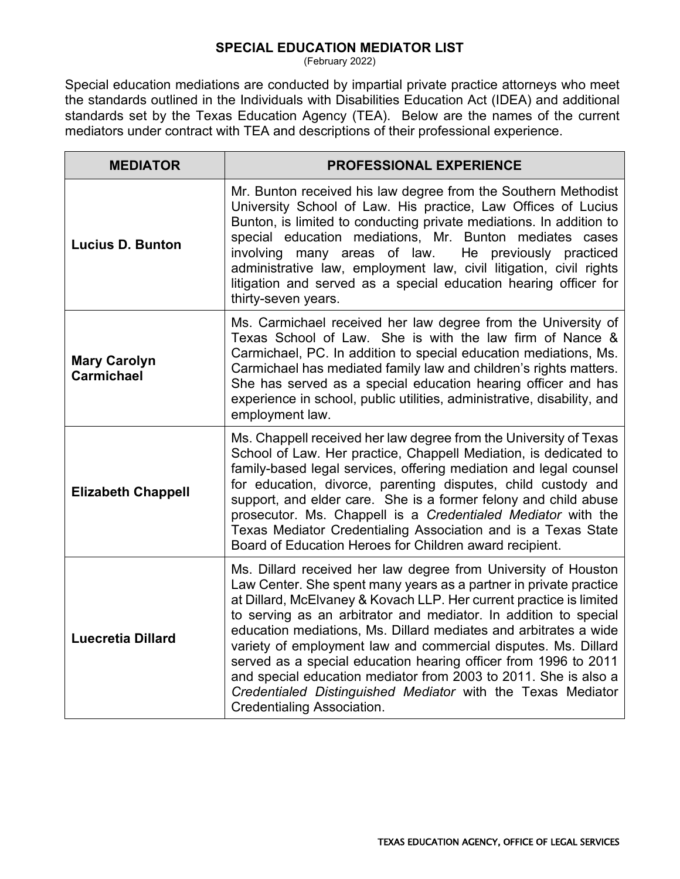# SPECIAL EDUCATION MEDIATOR LIST

(February 2022)

Special education mediations are conducted by impartial private practice attorneys who meet the standards outlined in the Individuals with Disabilities Education Act (IDEA) and additional standards set by the Texas Education Agency (TEA). Below are the names of the current mediators under contract with TEA and descriptions of their professional experience.

| MEDIATOR | PROFESSIONAL EXPERIENCE |
|---|---|
| **Lucius D. Bunton** | Mr. Bunton received his law degree from the Southern Methodist University School of Law. His practice, Law Offices of Lucius Bunton, is limited to conducting private mediations. In addition to special education mediations, Mr. Bunton mediates cases involving many areas of law. He previously practiced administrative law, employment law, civil litigation, civil rights litigation and served as a special education hearing officer for thirty-seven years. |
| **Mary Carolyn Carmichael** | Ms. Carmichael received her law degree from the University of Texas School of Law. She is with the law firm of Nance & Carmichael, PC. In addition to special education mediations, Ms. Carmichael has mediated family law and children's rights matters. She has served as a special education hearing officer and has experience in school, public utilities, administrative, disability, and employment law. |
| **Elizabeth Chappell** | Ms. Chappell received her law degree from the University of Texas School of Law. Her practice, Chappell Mediation, is dedicated to family-based legal services, offering mediation and legal counsel for education, divorce, parenting disputes, child custody and support, and elder care. She is a former felony and child abuse prosecutor. Ms. Chappell is a *Credentialed Mediator* with the Texas Mediator Credentialing Association and is a Texas State Board of Education Heroes for Children award recipient. |
| **Luecretia Dillard** | Ms. Dillard received her law degree from University of Houston Law Center. She spent many years as a partner in private practice at Dillard, McElvaney & Kovach LLP. Her current practice is limited to serving as an arbitrator and mediator. In addition to special education mediations, Ms. Dillard mediates and arbitrates a wide variety of employment law and commercial disputes. Ms. Dillard served as a special education hearing officer from 1996 to 2011 and special education mediator from 2003 to 2011. She is also a *Credentialed Distinguished Mediator* with the Texas Mediator Credentialing Association. |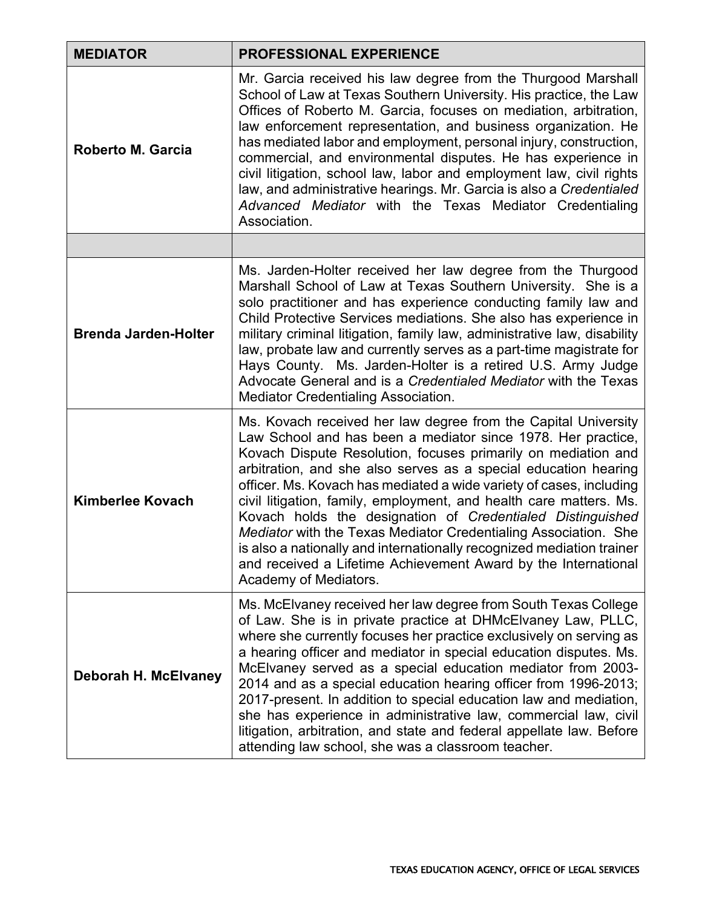| MEDIATOR | PROFESSIONAL EXPERIENCE |
|---|---|
| **Roberto M. Garcia** | Mr. Garcia received his law degree from the Thurgood Marshall School of Law at Texas Southern University. His practice, the Law Offices of Roberto M. Garcia, focuses on mediation, arbitration, law enforcement representation, and business organization. He has mediated labor and employment, personal injury, construction, commercial, and environmental disputes. He has experience in civil litigation, school law, labor and employment law, civil rights law, and administrative hearings. Mr. Garcia is also a *Credentialed Advanced Mediator* with the Texas Mediator Credentialing Association. |
| | |
| **Brenda Jarden-Holter** | Ms. Jarden-Holter received her law degree from the Thurgood Marshall School of Law at Texas Southern University. She is a solo practitioner and has experience conducting family law and Child Protective Services mediations. She also has experience in military criminal litigation, family law, administrative law, disability law, probate law and currently serves as a part-time magistrate for Hays County. Ms. Jarden-Holter is a retired U.S. Army Judge Advocate General and is a *Credentialed Mediator* with the Texas Mediator Credentialing Association. |
| **Kimberlee Kovach** | Ms. Kovach received her law degree from the Capital University Law School and has been a mediator since 1978. Her practice, Kovach Dispute Resolution, focuses primarily on mediation and arbitration, and she also serves as a special education hearing officer. Ms. Kovach has mediated a wide variety of cases, including civil litigation, family, employment, and health care matters. Ms. Kovach holds the designation of *Credentialed Distinguished Mediator* with the Texas Mediator Credentialing Association. She is also a nationally and internationally recognized mediation trainer and received a Lifetime Achievement Award by the International Academy of Mediators. |
| **Deborah H. McElvaney** | Ms. McElvaney received her law degree from South Texas College of Law. She is in private practice at DHMcElvaney Law, PLLC, where she currently focuses her practice exclusively on serving as a hearing officer and mediator in special education disputes. Ms. McElvaney served as a special education mediator from 2003-2014 and as a special education hearing officer from 1996-2013; 2017-present. In addition to special education law and mediation, she has experience in administrative law, commercial law, civil litigation, arbitration, and state and federal appellate law. Before attending law school, she was a classroom teacher. |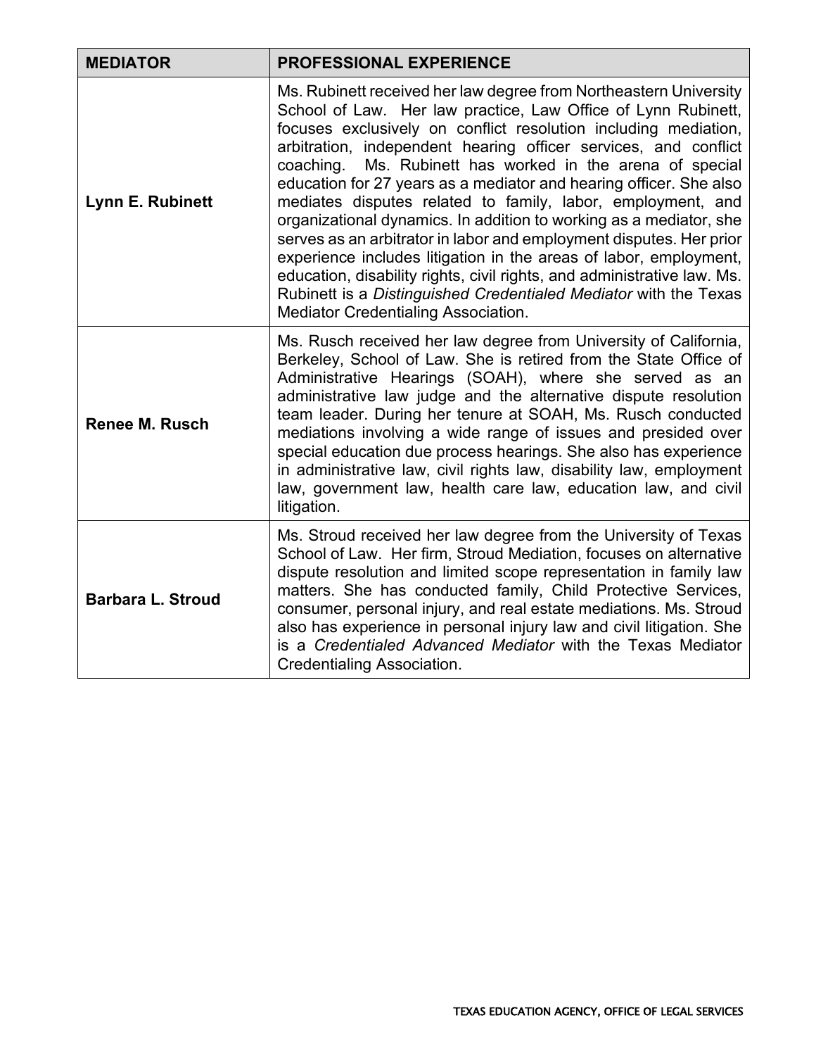| MEDIATOR | PROFESSIONAL EXPERIENCE |
|---|---|
| **Lynn E. Rubinett** | Ms. Rubinett received her law degree from Northeastern University School of Law. Her law practice, Law Office of Lynn Rubinett, focuses exclusively on conflict resolution including mediation, arbitration, independent hearing officer services, and conflict coaching. Ms. Rubinett has worked in the arena of special education for 27 years as a mediator and hearing officer. She also mediates disputes related to family, labor, employment, and organizational dynamics. In addition to working as a mediator, she serves as an arbitrator in labor and employment disputes. Her prior experience includes litigation in the areas of labor, employment, education, disability rights, civil rights, and administrative law. Ms. Rubinett is a *Distinguished Credentialed Mediator* with the Texas Mediator Credentialing Association. |
| **Renee M. Rusch** | Ms. Rusch received her law degree from University of California, Berkeley, School of Law. She is retired from the State Office of Administrative Hearings (SOAH), where she served as an administrative law judge and the alternative dispute resolution team leader. During her tenure at SOAH, Ms. Rusch conducted mediations involving a wide range of issues and presided over special education due process hearings. She also has experience in administrative law, civil rights law, disability law, employment law, government law, health care law, education law, and civil litigation. |
| **Barbara L. Stroud** | Ms. Stroud received her law degree from the University of Texas School of Law. Her firm, Stroud Mediation, focuses on alternative dispute resolution and limited scope representation in family law matters. She has conducted family, Child Protective Services, consumer, personal injury, and real estate mediations. Ms. Stroud also has experience in personal injury law and civil litigation. She is a *Credentialed Advanced Mediator* with the Texas Mediator Credentialing Association. |